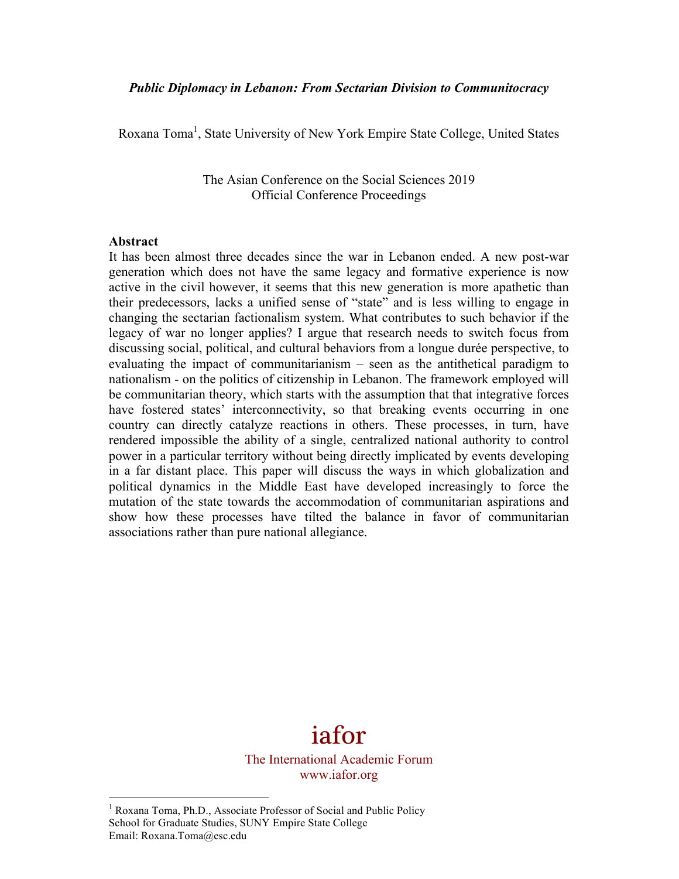***Public Diplomacy in Lebanon: From Sectarian Division to Communitocracy***

Roxana Toma[1], State University of New York Empire State College, United States

The Asian Conference on the Social Sciences 2019
Official Conference Proceedings

**Abstract**

It has been almost three decades since the war in Lebanon ended. A new post-war generation which does not have the same legacy and formative experience is now active in the civil however, it seems that this new generation is more apathetic than their predecessors, lacks a unified sense of "state" and is less willing to engage in changing the sectarian factionalism system. What contributes to such behavior if the legacy of war no longer applies? I argue that research needs to switch focus from discussing social, political, and cultural behaviors from a longue durée perspective, to evaluating the impact of communitarianism – seen as the antithetical paradigm to nationalism - on the politics of citizenship in Lebanon. The framework employed will be communitarian theory, which starts with the assumption that that integrative forces have fostered states' interconnectivity, so that breaking events occurring in one country can directly catalyze reactions in others. These processes, in turn, have rendered impossible the ability of a single, centralized national authority to control power in a particular territory without being directly implicated by events developing in a far distant place. This paper will discuss the ways in which globalization and political dynamics in the Middle East have developed increasingly to force the mutation of the state towards the accommodation of communitarian aspirations and show how these processes have tilted the balance in favor of communitarian associations rather than pure national allegiance.

iafor

The International Academic Forum
www.iafor.org

[1] Roxana Toma, Ph.D., Associate Professor of Social and Public Policy
School for Graduate Studies, SUNY Empire State College
Email: Roxana.Toma@esc.edu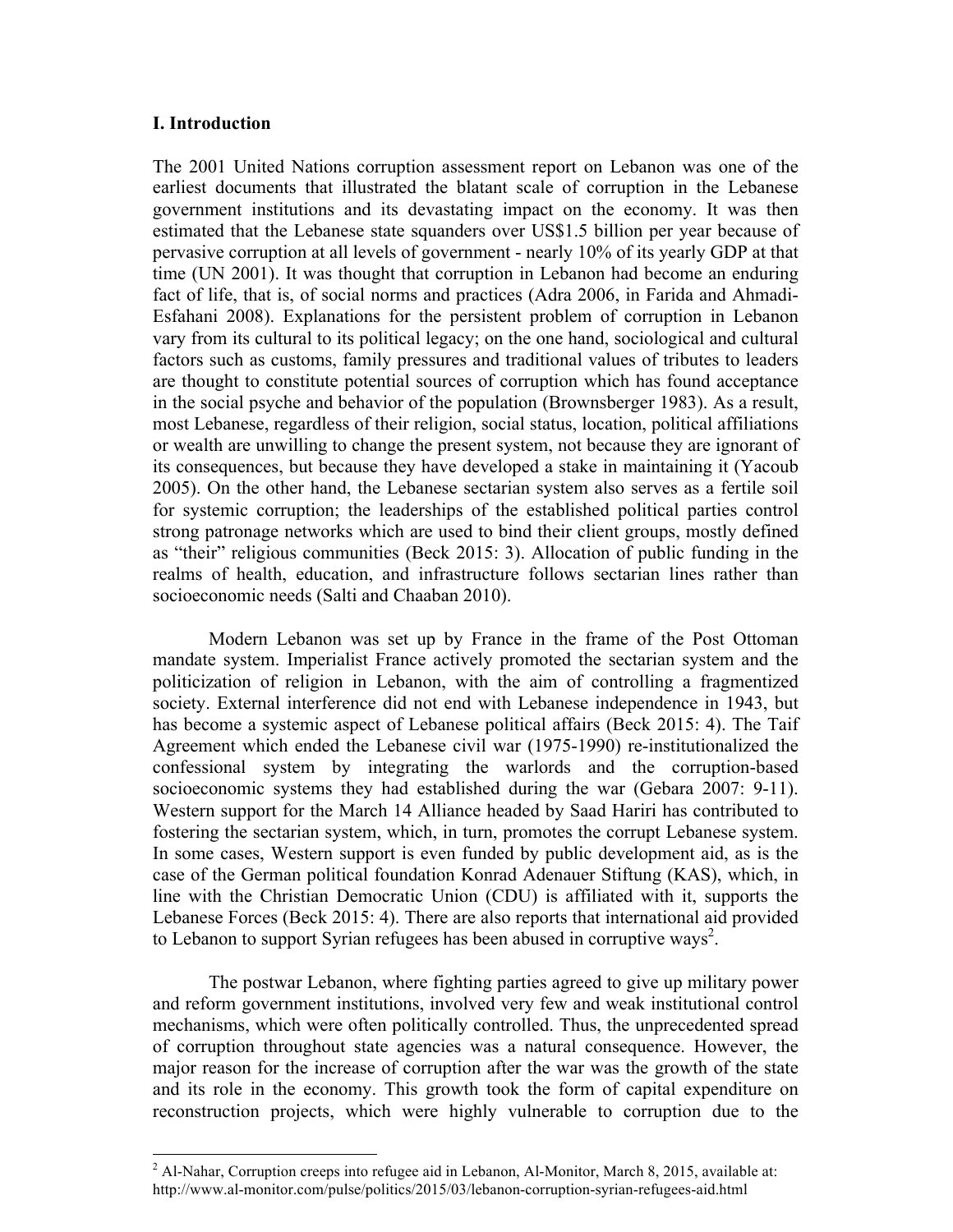## I. Introduction

The 2001 United Nations corruption assessment report on Lebanon was one of the earliest documents that illustrated the blatant scale of corruption in the Lebanese government institutions and its devastating impact on the economy. It was then estimated that the Lebanese state squanders over US$1.5 billion per year because of pervasive corruption at all levels of government - nearly 10% of its yearly GDP at that time (UN 2001). It was thought that corruption in Lebanon had become an enduring fact of life, that is, of social norms and practices (Adra 2006, in Farida and Ahmadi-Esfahani 2008). Explanations for the persistent problem of corruption in Lebanon vary from its cultural to its political legacy; on the one hand, sociological and cultural factors such as customs, family pressures and traditional values of tributes to leaders are thought to constitute potential sources of corruption which has found acceptance in the social psyche and behavior of the population (Brownsberger 1983). As a result, most Lebanese, regardless of their religion, social status, location, political affiliations or wealth are unwilling to change the present system, not because they are ignorant of its consequences, but because they have developed a stake in maintaining it (Yacoub 2005). On the other hand, the Lebanese sectarian system also serves as a fertile soil for systemic corruption; the leaderships of the established political parties control strong patronage networks which are used to bind their client groups, mostly defined as "their" religious communities (Beck 2015: 3). Allocation of public funding in the realms of health, education, and infrastructure follows sectarian lines rather than socioeconomic needs (Salti and Chaaban 2010).

Modern Lebanon was set up by France in the frame of the Post Ottoman mandate system. Imperialist France actively promoted the sectarian system and the politicization of religion in Lebanon, with the aim of controlling a fragmentized society. External interference did not end with Lebanese independence in 1943, but has become a systemic aspect of Lebanese political affairs (Beck 2015: 4). The Taif Agreement which ended the Lebanese civil war (1975-1990) re-institutionalized the confessional system by integrating the warlords and the corruption-based socioeconomic systems they had established during the war (Gebara 2007: 9-11). Western support for the March 14 Alliance headed by Saad Hariri has contributed to fostering the sectarian system, which, in turn, promotes the corrupt Lebanese system. In some cases, Western support is even funded by public development aid, as is the case of the German political foundation Konrad Adenauer Stiftung (KAS), which, in line with the Christian Democratic Union (CDU) is affiliated with it, supports the Lebanese Forces (Beck 2015: 4). There are also reports that international aid provided to Lebanon to support Syrian refugees has been abused in corruptive ways[2].

The postwar Lebanon, where fighting parties agreed to give up military power and reform government institutions, involved very few and weak institutional control mechanisms, which were often politically controlled. Thus, the unprecedented spread of corruption throughout state agencies was a natural consequence. However, the major reason for the increase of corruption after the war was the growth of the state and its role in the economy. This growth took the form of capital expenditure on reconstruction projects, which were highly vulnerable to corruption due to the

[2] Al-Nahar, Corruption creeps into refugee aid in Lebanon, Al-Monitor, March 8, 2015, available at: http://www.al-monitor.com/pulse/politics/2015/03/lebanon-corruption-syrian-refugees-aid.html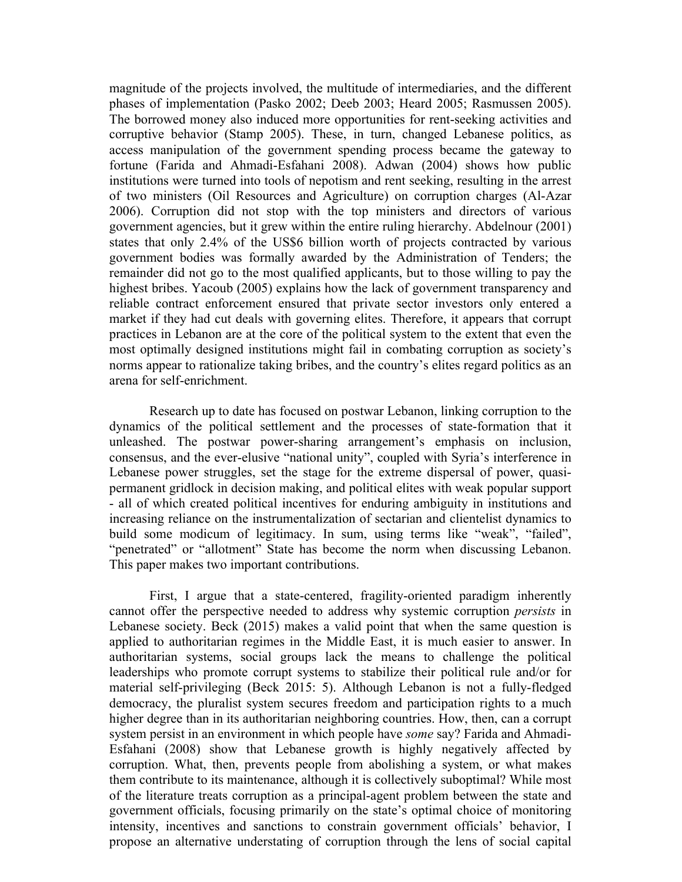magnitude of the projects involved, the multitude of intermediaries, and the different phases of implementation (Pasko 2002; Deeb 2003; Heard 2005; Rasmussen 2005). The borrowed money also induced more opportunities for rent-seeking activities and corruptive behavior (Stamp 2005). These, in turn, changed Lebanese politics, as access manipulation of the government spending process became the gateway to fortune (Farida and Ahmadi-Esfahani 2008). Adwan (2004) shows how public institutions were turned into tools of nepotism and rent seeking, resulting in the arrest of two ministers (Oil Resources and Agriculture) on corruption charges (Al-Azar 2006). Corruption did not stop with the top ministers and directors of various government agencies, but it grew within the entire ruling hierarchy. Abdelnour (2001) states that only 2.4% of the US$6 billion worth of projects contracted by various government bodies was formally awarded by the Administration of Tenders; the remainder did not go to the most qualified applicants, but to those willing to pay the highest bribes. Yacoub (2005) explains how the lack of government transparency and reliable contract enforcement ensured that private sector investors only entered a market if they had cut deals with governing elites. Therefore, it appears that corrupt practices in Lebanon are at the core of the political system to the extent that even the most optimally designed institutions might fail in combating corruption as society's norms appear to rationalize taking bribes, and the country's elites regard politics as an arena for self-enrichment.

Research up to date has focused on postwar Lebanon, linking corruption to the dynamics of the political settlement and the processes of state-formation that it unleashed. The postwar power-sharing arrangement's emphasis on inclusion, consensus, and the ever-elusive "national unity", coupled with Syria's interference in Lebanese power struggles, set the stage for the extreme dispersal of power, quasi-permanent gridlock in decision making, and political elites with weak popular support - all of which created political incentives for enduring ambiguity in institutions and increasing reliance on the instrumentalization of sectarian and clientelist dynamics to build some modicum of legitimacy. In sum, using terms like "weak", "failed", "penetrated" or "allotment" State has become the norm when discussing Lebanon. This paper makes two important contributions.

First, I argue that a state-centered, fragility-oriented paradigm inherently cannot offer the perspective needed to address why systemic corruption *persists* in Lebanese society. Beck (2015) makes a valid point that when the same question is applied to authoritarian regimes in the Middle East, it is much easier to answer. In authoritarian systems, social groups lack the means to challenge the political leaderships who promote corrupt systems to stabilize their political rule and/or for material self-privileging (Beck 2015: 5). Although Lebanon is not a fully-fledged democracy, the pluralist system secures freedom and participation rights to a much higher degree than in its authoritarian neighboring countries. How, then, can a corrupt system persist in an environment in which people have *some* say? Farida and Ahmadi-Esfahani (2008) show that Lebanese growth is highly negatively affected by corruption. What, then, prevents people from abolishing a system, or what makes them contribute to its maintenance, although it is collectively suboptimal? While most of the literature treats corruption as a principal-agent problem between the state and government officials, focusing primarily on the state's optimal choice of monitoring intensity, incentives and sanctions to constrain government officials' behavior, I propose an alternative understating of corruption through the lens of social capital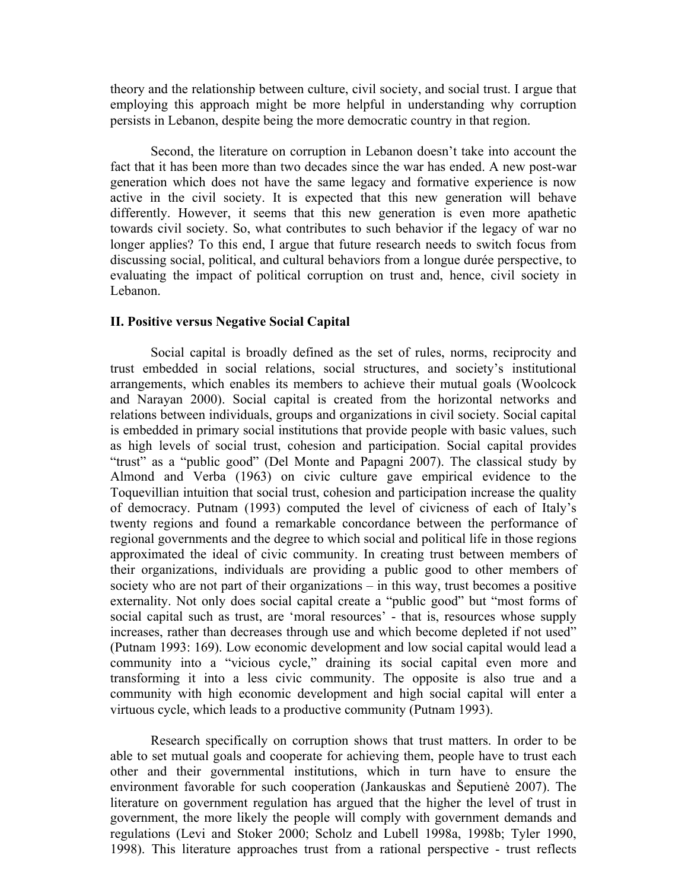theory and the relationship between culture, civil society, and social trust. I argue that employing this approach might be more helpful in understanding why corruption persists in Lebanon, despite being the more democratic country in that region.

Second, the literature on corruption in Lebanon doesn't take into account the fact that it has been more than two decades since the war has ended. A new post-war generation which does not have the same legacy and formative experience is now active in the civil society. It is expected that this new generation will behave differently. However, it seems that this new generation is even more apathetic towards civil society. So, what contributes to such behavior if the legacy of war no longer applies? To this end, I argue that future research needs to switch focus from discussing social, political, and cultural behaviors from a longue durée perspective, to evaluating the impact of political corruption on trust and, hence, civil society in Lebanon.

## II. Positive versus Negative Social Capital

Social capital is broadly defined as the set of rules, norms, reciprocity and trust embedded in social relations, social structures, and society's institutional arrangements, which enables its members to achieve their mutual goals (Woolcock and Narayan 2000). Social capital is created from the horizontal networks and relations between individuals, groups and organizations in civil society. Social capital is embedded in primary social institutions that provide people with basic values, such as high levels of social trust, cohesion and participation. Social capital provides "trust" as a "public good" (Del Monte and Papagni 2007). The classical study by Almond and Verba (1963) on civic culture gave empirical evidence to the Toquevillian intuition that social trust, cohesion and participation increase the quality of democracy. Putnam (1993) computed the level of civicness of each of Italy's twenty regions and found a remarkable concordance between the performance of regional governments and the degree to which social and political life in those regions approximated the ideal of civic community. In creating trust between members of their organizations, individuals are providing a public good to other members of society who are not part of their organizations – in this way, trust becomes a positive externality. Not only does social capital create a "public good" but "most forms of social capital such as trust, are 'moral resources' - that is, resources whose supply increases, rather than decreases through use and which become depleted if not used" (Putnam 1993: 169). Low economic development and low social capital would lead a community into a "vicious cycle," draining its social capital even more and transforming it into a less civic community. The opposite is also true and a community with high economic development and high social capital will enter a virtuous cycle, which leads to a productive community (Putnam 1993).

Research specifically on corruption shows that trust matters. In order to be able to set mutual goals and cooperate for achieving them, people have to trust each other and their governmental institutions, which in turn have to ensure the environment favorable for such cooperation (Jankauskas and Šeputienė 2007). The literature on government regulation has argued that the higher the level of trust in government, the more likely the people will comply with government demands and regulations (Levi and Stoker 2000; Scholz and Lubell 1998a, 1998b; Tyler 1990, 1998). This literature approaches trust from a rational perspective - trust reflects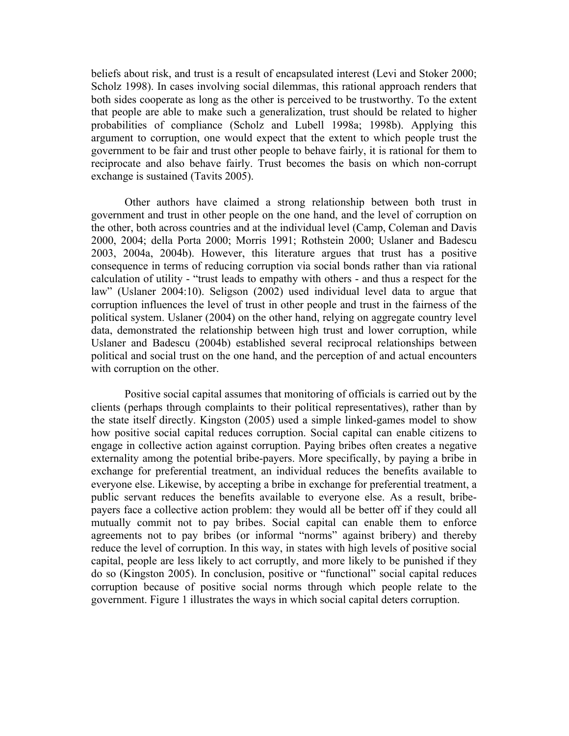beliefs about risk, and trust is a result of encapsulated interest (Levi and Stoker 2000; Scholz 1998). In cases involving social dilemmas, this rational approach renders that both sides cooperate as long as the other is perceived to be trustworthy. To the extent that people are able to make such a generalization, trust should be related to higher probabilities of compliance (Scholz and Lubell 1998a; 1998b). Applying this argument to corruption, one would expect that the extent to which people trust the government to be fair and trust other people to behave fairly, it is rational for them to reciprocate and also behave fairly. Trust becomes the basis on which non-corrupt exchange is sustained (Tavits 2005).

Other authors have claimed a strong relationship between both trust in government and trust in other people on the one hand, and the level of corruption on the other, both across countries and at the individual level (Camp, Coleman and Davis 2000, 2004; della Porta 2000; Morris 1991; Rothstein 2000; Uslaner and Badescu 2003, 2004a, 2004b). However, this literature argues that trust has a positive consequence in terms of reducing corruption via social bonds rather than via rational calculation of utility - "trust leads to empathy with others - and thus a respect for the law" (Uslaner 2004:10). Seligson (2002) used individual level data to argue that corruption influences the level of trust in other people and trust in the fairness of the political system. Uslaner (2004) on the other hand, relying on aggregate country level data, demonstrated the relationship between high trust and lower corruption, while Uslaner and Badescu (2004b) established several reciprocal relationships between political and social trust on the one hand, and the perception of and actual encounters with corruption on the other.

Positive social capital assumes that monitoring of officials is carried out by the clients (perhaps through complaints to their political representatives), rather than by the state itself directly. Kingston (2005) used a simple linked-games model to show how positive social capital reduces corruption. Social capital can enable citizens to engage in collective action against corruption. Paying bribes often creates a negative externality among the potential bribe-payers. More specifically, by paying a bribe in exchange for preferential treatment, an individual reduces the benefits available to everyone else. Likewise, by accepting a bribe in exchange for preferential treatment, a public servant reduces the benefits available to everyone else. As a result, bribe-payers face a collective action problem: they would all be better off if they could all mutually commit not to pay bribes. Social capital can enable them to enforce agreements not to pay bribes (or informal "norms" against bribery) and thereby reduce the level of corruption. In this way, in states with high levels of positive social capital, people are less likely to act corruptly, and more likely to be punished if they do so (Kingston 2005). In conclusion, positive or "functional" social capital reduces corruption because of positive social norms through which people relate to the government. Figure 1 illustrates the ways in which social capital deters corruption.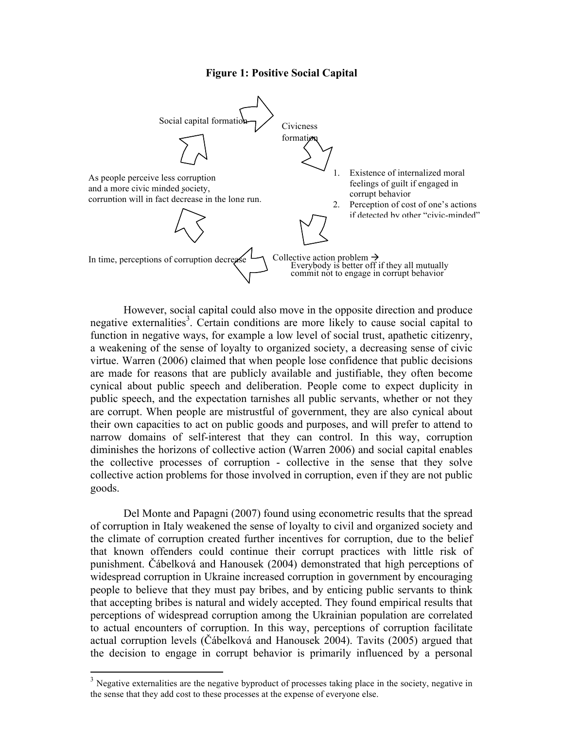**Figure 1: Positive Social Capital**

Social capital formation

Civicness formation

1. Existence of internalized moral feelings of guilt if engaged in corrupt behavior
2. Perception of cost of one's actions if detected by other "civic-minded"

Collective action problem → Everybody is better off if they all mutually commit not to engage in corrupt behavior

In time, perceptions of corruption decrease

As people perceive less corruption and a more civic minded society, corruption will in fact decrease in the long run.

However, social capital could also move in the opposite direction and produce negative externalities[3]. Certain conditions are more likely to cause social capital to function in negative ways, for example a low level of social trust, apathetic citizenry, a weakening of the sense of loyalty to organized society, a decreasing sense of civic virtue. Warren (2006) claimed that when people lose confidence that public decisions are made for reasons that are publicly available and justifiable, they often become cynical about public speech and deliberation. People come to expect duplicity in public speech, and the expectation tarnishes all public servants, whether or not they are corrupt. When people are mistrustful of government, they are also cynical about their own capacities to act on public goods and purposes, and will prefer to attend to narrow domains of self-interest that they can control. In this way, corruption diminishes the horizons of collective action (Warren 2006) and social capital enables the collective processes of corruption - collective in the sense that they solve collective action problems for those involved in corruption, even if they are not public goods.

Del Monte and Papagni (2007) found using econometric results that the spread of corruption in Italy weakened the sense of loyalty to civil and organized society and the climate of corruption created further incentives for corruption, due to the belief that known offenders could continue their corrupt practices with little risk of punishment. Čábelková and Hanousek (2004) demonstrated that high perceptions of widespread corruption in Ukraine increased corruption in government by encouraging people to believe that they must pay bribes, and by enticing public servants to think that accepting bribes is natural and widely accepted. They found empirical results that perceptions of widespread corruption among the Ukrainian population are correlated to actual encounters of corruption. In this way, perceptions of corruption facilitate actual corruption levels (Čábelková and Hanousek 2004). Tavits (2005) argued that the decision to engage in corrupt behavior is primarily influenced by a personal

[3] Negative externalities are the negative byproduct of processes taking place in the society, negative in the sense that they add cost to these processes at the expense of everyone else.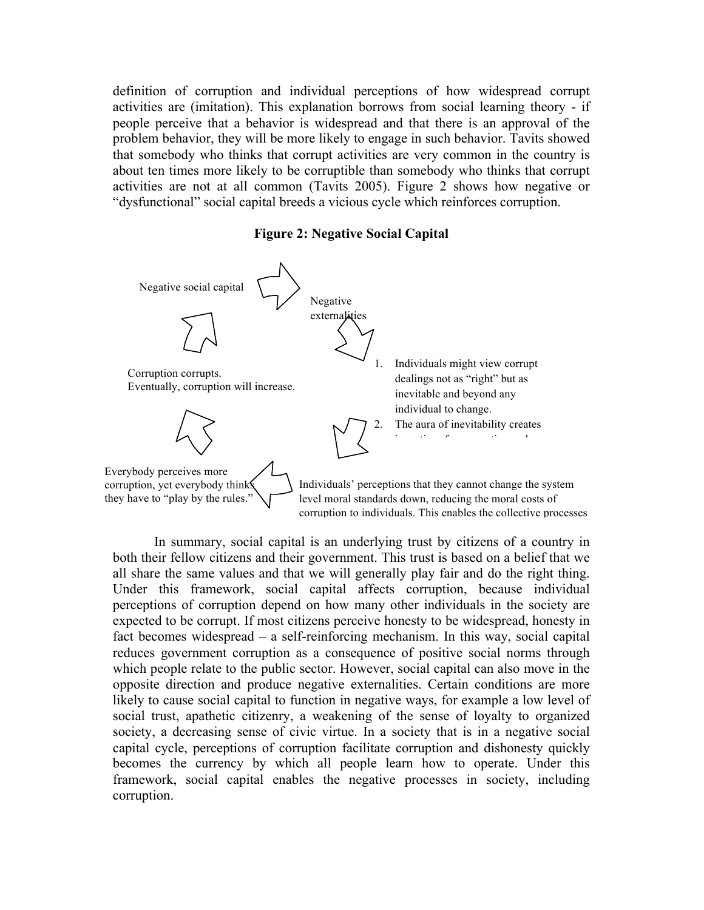definition of corruption and individual perceptions of how widespread corrupt activities are (imitation). This explanation borrows from social learning theory - if people perceive that a behavior is widespread and that there is an approval of the problem behavior, they will be more likely to engage in such behavior. Tavits showed that somebody who thinks that corrupt activities are very common in the country is about ten times more likely to be corruptible than somebody who thinks that corrupt activities are not at all common (Tavits 2005). Figure 2 shows how negative or "dysfunctional" social capital breeds a vicious cycle which reinforces corruption.

**Figure 2: Negative Social Capital**

Negative social capital

Negative externalities

1. Individuals might view corrupt dealings not as "right" but as inevitable and beyond any individual to change.
2. The aura of inevitability creates

Individuals' perceptions that they cannot change the system level moral standards down, reducing the moral costs of corruption to individuals. This enables the collective processes

Everybody perceives more corruption, yet everybody thinks they have to "play by the rules."

Corruption corrupts.
Eventually, corruption will increase.

In summary, social capital is an underlying trust by citizens of a country in both their fellow citizens and their government. This trust is based on a belief that we all share the same values and that we will generally play fair and do the right thing. Under this framework, social capital affects corruption, because individual perceptions of corruption depend on how many other individuals in the society are expected to be corrupt. If most citizens perceive honesty to be widespread, honesty in fact becomes widespread – a self-reinforcing mechanism. In this way, social capital reduces government corruption as a consequence of positive social norms through which people relate to the public sector. However, social capital can also move in the opposite direction and produce negative externalities. Certain conditions are more likely to cause social capital to function in negative ways, for example a low level of social trust, apathetic citizenry, a weakening of the sense of loyalty to organized society, a decreasing sense of civic virtue. In a society that is in a negative social capital cycle, perceptions of corruption facilitate corruption and dishonesty quickly becomes the currency by which all people learn how to operate. Under this framework, social capital enables the negative processes in society, including corruption.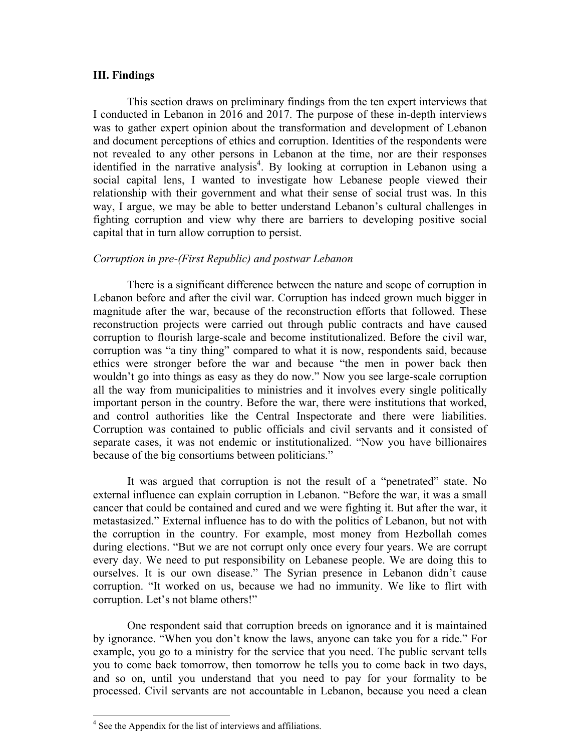## III. Findings

This section draws on preliminary findings from the ten expert interviews that I conducted in Lebanon in 2016 and 2017. The purpose of these in-depth interviews was to gather expert opinion about the transformation and development of Lebanon and document perceptions of ethics and corruption. Identities of the respondents were not revealed to any other persons in Lebanon at the time, nor are their responses identified in the narrative analysis[4]. By looking at corruption in Lebanon using a social capital lens, I wanted to investigate how Lebanese people viewed their relationship with their government and what their sense of social trust was. In this way, I argue, we may be able to better understand Lebanon's cultural challenges in fighting corruption and view why there are barriers to developing positive social capital that in turn allow corruption to persist.

### *Corruption in pre-(First Republic) and postwar Lebanon*

There is a significant difference between the nature and scope of corruption in Lebanon before and after the civil war. Corruption has indeed grown much bigger in magnitude after the war, because of the reconstruction efforts that followed. These reconstruction projects were carried out through public contracts and have caused corruption to flourish large-scale and become institutionalized. Before the civil war, corruption was "a tiny thing" compared to what it is now, respondents said, because ethics were stronger before the war and because "the men in power back then wouldn't go into things as easy as they do now." Now you see large-scale corruption all the way from municipalities to ministries and it involves every single politically important person in the country. Before the war, there were institutions that worked, and control authorities like the Central Inspectorate and there were liabilities. Corruption was contained to public officials and civil servants and it consisted of separate cases, it was not endemic or institutionalized. "Now you have billionaires because of the big consortiums between politicians."

It was argued that corruption is not the result of a "penetrated" state. No external influence can explain corruption in Lebanon. "Before the war, it was a small cancer that could be contained and cured and we were fighting it. But after the war, it metastasized." External influence has to do with the politics of Lebanon, but not with the corruption in the country. For example, most money from Hezbollah comes during elections. "But we are not corrupt only once every four years. We are corrupt every day. We need to put responsibility on Lebanese people. We are doing this to ourselves. It is our own disease." The Syrian presence in Lebanon didn't cause corruption. "It worked on us, because we had no immunity. We like to flirt with corruption. Let's not blame others!"

One respondent said that corruption breeds on ignorance and it is maintained by ignorance. "When you don't know the laws, anyone can take you for a ride." For example, you go to a ministry for the service that you need. The public servant tells you to come back tomorrow, then tomorrow he tells you to come back in two days, and so on, until you understand that you need to pay for your formality to be processed. Civil servants are not accountable in Lebanon, because you need a clean

---

[4] See the Appendix for the list of interviews and affiliations.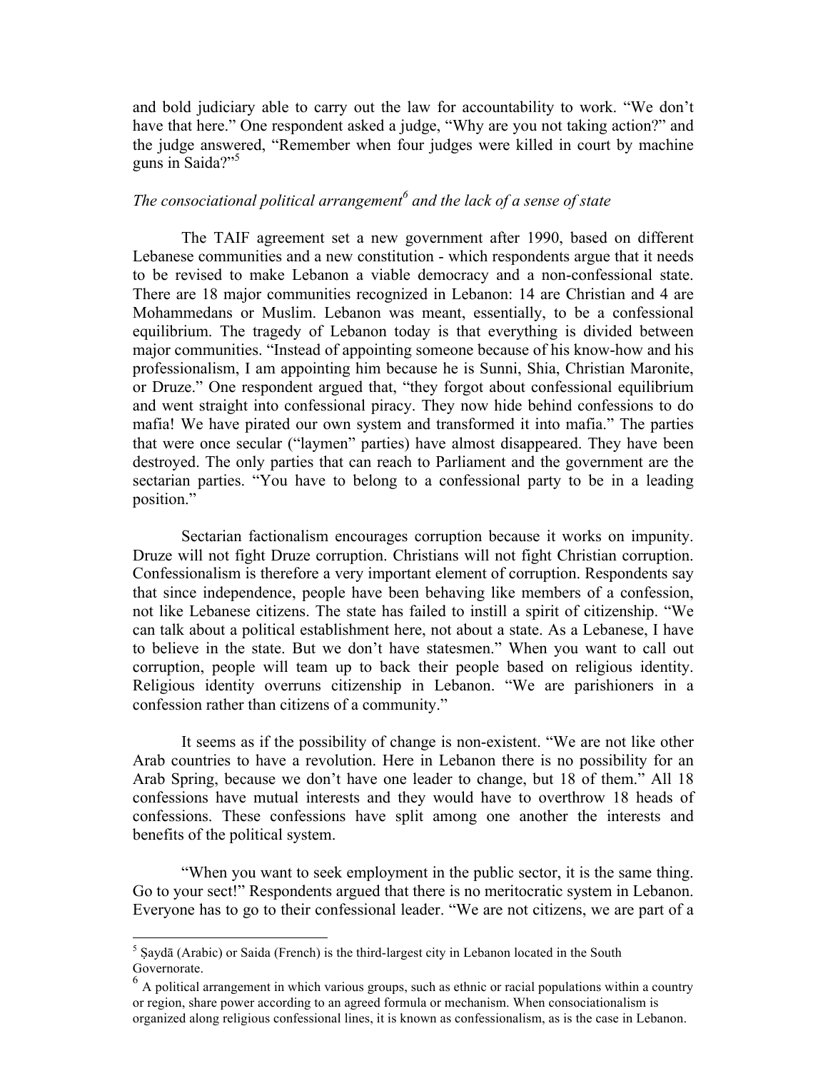and bold judiciary able to carry out the law for accountability to work. "We don't have that here." One respondent asked a judge, "Why are you not taking action?" and the judge answered, "Remember when four judges were killed in court by machine guns in Saida?"[5]

### *The consociational political arrangement[6] and the lack of a sense of state*

The TAIF agreement set a new government after 1990, based on different Lebanese communities and a new constitution - which respondents argue that it needs to be revised to make Lebanon a viable democracy and a non-confessional state. There are 18 major communities recognized in Lebanon: 14 are Christian and 4 are Mohammedans or Muslim. Lebanon was meant, essentially, to be a confessional equilibrium. The tragedy of Lebanon today is that everything is divided between major communities. "Instead of appointing someone because of his know-how and his professionalism, I am appointing him because he is Sunni, Shia, Christian Maronite, or Druze." One respondent argued that, "they forgot about confessional equilibrium and went straight into confessional piracy. They now hide behind confessions to do mafia! We have pirated our own system and transformed it into mafia." The parties that were once secular ("laymen" parties) have almost disappeared. They have been destroyed. The only parties that can reach to Parliament and the government are the sectarian parties. "You have to belong to a confessional party to be in a leading position."

Sectarian factionalism encourages corruption because it works on impunity. Druze will not fight Druze corruption. Christians will not fight Christian corruption. Confessionalism is therefore a very important element of corruption. Respondents say that since independence, people have been behaving like members of a confession, not like Lebanese citizens. The state has failed to instill a spirit of citizenship. "We can talk about a political establishment here, not about a state. As a Lebanese, I have to believe in the state. But we don't have statesmen." When you want to call out corruption, people will team up to back their people based on religious identity. Religious identity overruns citizenship in Lebanon. "We are parishioners in a confession rather than citizens of a community."

It seems as if the possibility of change is non-existent. "We are not like other Arab countries to have a revolution. Here in Lebanon there is no possibility for an Arab Spring, because we don't have one leader to change, but 18 of them." All 18 confessions have mutual interests and they would have to overthrow 18 heads of confessions. These confessions have split among one another the interests and benefits of the political system.

"When you want to seek employment in the public sector, it is the same thing. Go to your sect!" Respondents argued that there is no meritocratic system in Lebanon. Everyone has to go to their confessional leader. "We are not citizens, we are part of a

---

[5] Ṣaydā (Arabic) or Saida (French) is the third-largest city in Lebanon located in the South Governorate.

[6] A political arrangement in which various groups, such as ethnic or racial populations within a country or region, share power according to an agreed formula or mechanism. When consociationalism is organized along religious confessional lines, it is known as confessionalism, as is the case in Lebanon.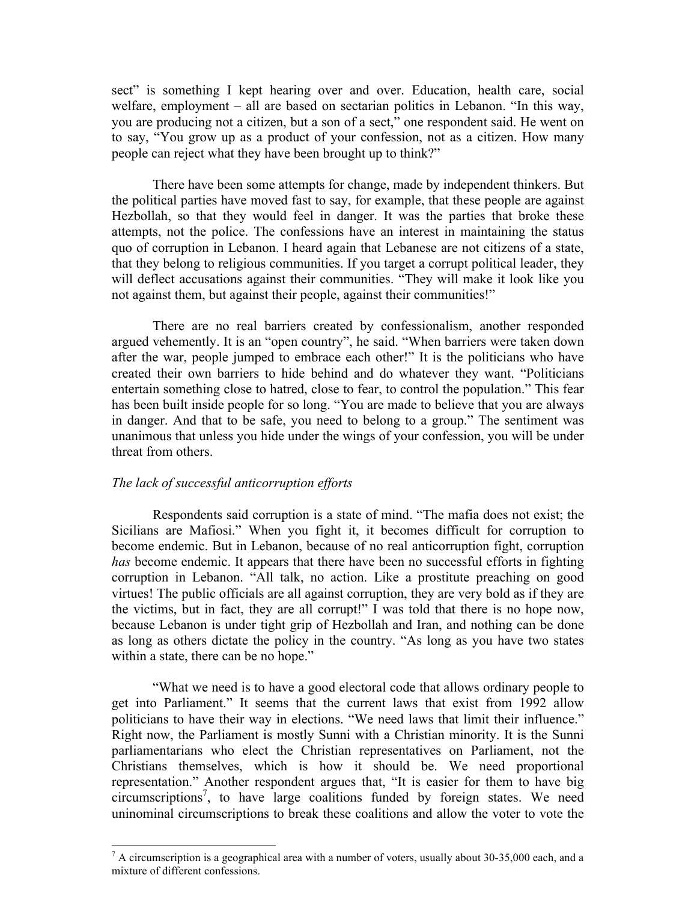sect" is something I kept hearing over and over. Education, health care, social welfare, employment – all are based on sectarian politics in Lebanon. "In this way, you are producing not a citizen, but a son of a sect," one respondent said. He went on to say, "You grow up as a product of your confession, not as a citizen. How many people can reject what they have been brought up to think?"

There have been some attempts for change, made by independent thinkers. But the political parties have moved fast to say, for example, that these people are against Hezbollah, so that they would feel in danger. It was the parties that broke these attempts, not the police. The confessions have an interest in maintaining the status quo of corruption in Lebanon. I heard again that Lebanese are not citizens of a state, that they belong to religious communities. If you target a corrupt political leader, they will deflect accusations against their communities. "They will make it look like you not against them, but against their people, against their communities!"

There are no real barriers created by confessionalism, another responded argued vehemently. It is an "open country", he said. "When barriers were taken down after the war, people jumped to embrace each other!" It is the politicians who have created their own barriers to hide behind and do whatever they want. "Politicians entertain something close to hatred, close to fear, to control the population." This fear has been built inside people for so long. "You are made to believe that you are always in danger. And that to be safe, you need to belong to a group." The sentiment was unanimous that unless you hide under the wings of your confession, you will be under threat from others.

*The lack of successful anticorruption efforts*

Respondents said corruption is a state of mind. "The mafia does not exist; the Sicilians are Mafiosi." When you fight it, it becomes difficult for corruption to become endemic. But in Lebanon, because of no real anticorruption fight, corruption *has* become endemic. It appears that there have been no successful efforts in fighting corruption in Lebanon. "All talk, no action. Like a prostitute preaching on good virtues! The public officials are all against corruption, they are very bold as if they are the victims, but in fact, they are all corrupt!" I was told that there is no hope now, because Lebanon is under tight grip of Hezbollah and Iran, and nothing can be done as long as others dictate the policy in the country. "As long as you have two states within a state, there can be no hope."

"What we need is to have a good electoral code that allows ordinary people to get into Parliament." It seems that the current laws that exist from 1992 allow politicians to have their way in elections. "We need laws that limit their influence." Right now, the Parliament is mostly Sunni with a Christian minority. It is the Sunni parliamentarians who elect the Christian representatives on Parliament, not the Christians themselves, which is how it should be. We need proportional representation." Another respondent argues that, "It is easier for them to have big circumscriptions[7], to have large coalitions funded by foreign states. We need uninominal circumscriptions to break these coalitions and allow the voter to vote the

[7] A circumscription is a geographical area with a number of voters, usually about 30-35,000 each, and a mixture of different confessions.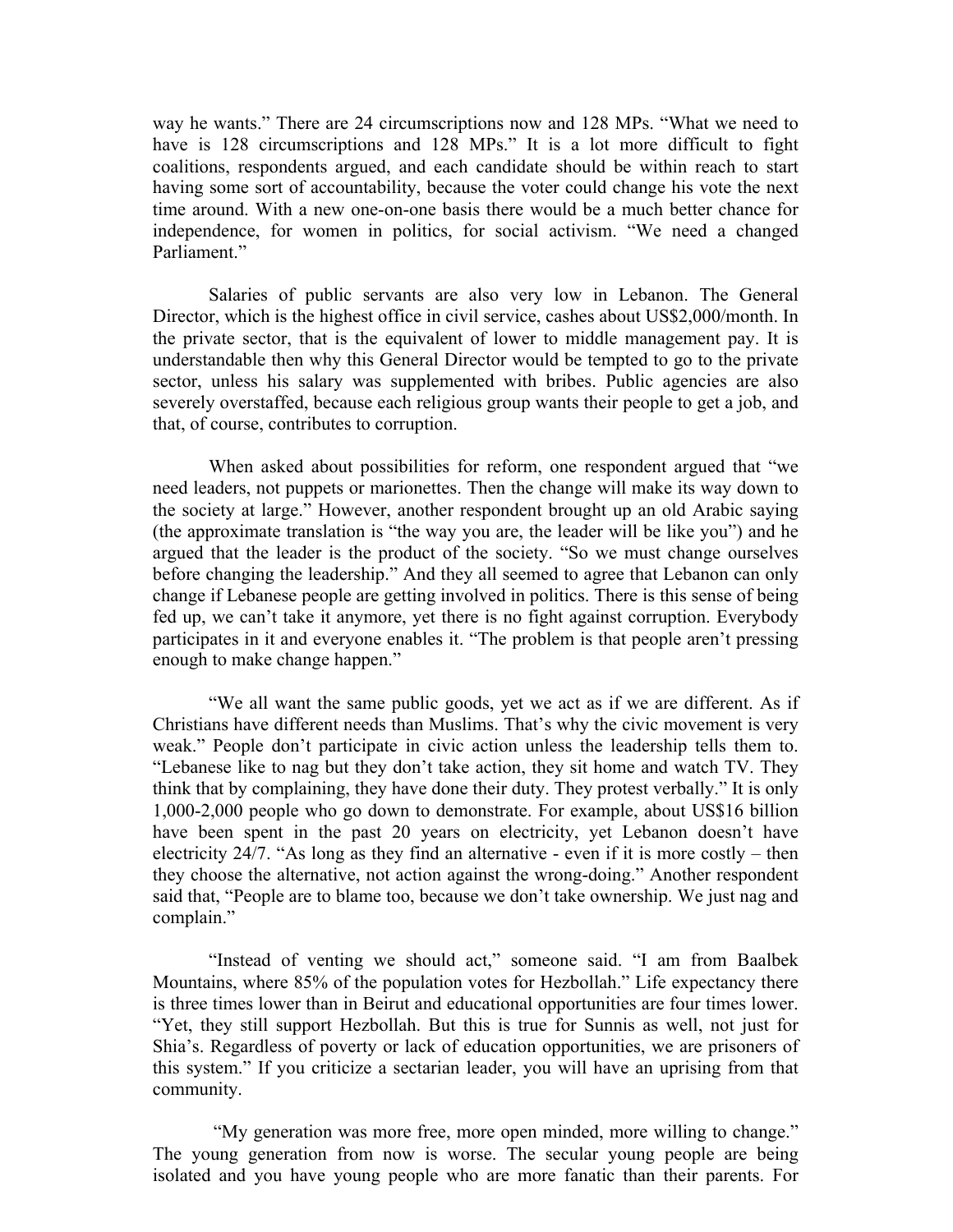way he wants.” There are 24 circumscriptions now and 128 MPs. “What we need to have is 128 circumscriptions and 128 MPs.” It is a lot more difficult to fight coalitions, respondents argued, and each candidate should be within reach to start having some sort of accountability, because the voter could change his vote the next time around. With a new one-on-one basis there would be a much better chance for independence, for women in politics, for social activism. “We need a changed Parliament.”

Salaries of public servants are also very low in Lebanon. The General Director, which is the highest office in civil service, cashes about US$2,000/month. In the private sector, that is the equivalent of lower to middle management pay. It is understandable then why this General Director would be tempted to go to the private sector, unless his salary was supplemented with bribes. Public agencies are also severely overstaffed, because each religious group wants their people to get a job, and that, of course, contributes to corruption.

When asked about possibilities for reform, one respondent argued that “we need leaders, not puppets or marionettes. Then the change will make its way down to the society at large.” However, another respondent brought up an old Arabic saying (the approximate translation is “the way you are, the leader will be like you”) and he argued that the leader is the product of the society. “So we must change ourselves before changing the leadership.” And they all seemed to agree that Lebanon can only change if Lebanese people are getting involved in politics. There is this sense of being fed up, we can’t take it anymore, yet there is no fight against corruption. Everybody participates in it and everyone enables it. “The problem is that people aren’t pressing enough to make change happen.”

“We all want the same public goods, yet we act as if we are different. As if Christians have different needs than Muslims. That’s why the civic movement is very weak.” People don’t participate in civic action unless the leadership tells them to. “Lebanese like to nag but they don’t take action, they sit home and watch TV. They think that by complaining, they have done their duty. They protest verbally.” It is only 1,000-2,000 people who go down to demonstrate. For example, about US$16 billion have been spent in the past 20 years on electricity, yet Lebanon doesn’t have electricity 24/7. “As long as they find an alternative - even if it is more costly – then they choose the alternative, not action against the wrong-doing.” Another respondent said that, “People are to blame too, because we don’t take ownership. We just nag and complain.”

“Instead of venting we should act,” someone said. “I am from Baalbek Mountains, where 85% of the population votes for Hezbollah.” Life expectancy there is three times lower than in Beirut and educational opportunities are four times lower. “Yet, they still support Hezbollah. But this is true for Sunnis as well, not just for Shia’s. Regardless of poverty or lack of education opportunities, we are prisoners of this system.” If you criticize a sectarian leader, you will have an uprising from that community.

“My generation was more free, more open minded, more willing to change.” The young generation from now is worse. The secular young people are being isolated and you have young people who are more fanatic than their parents. For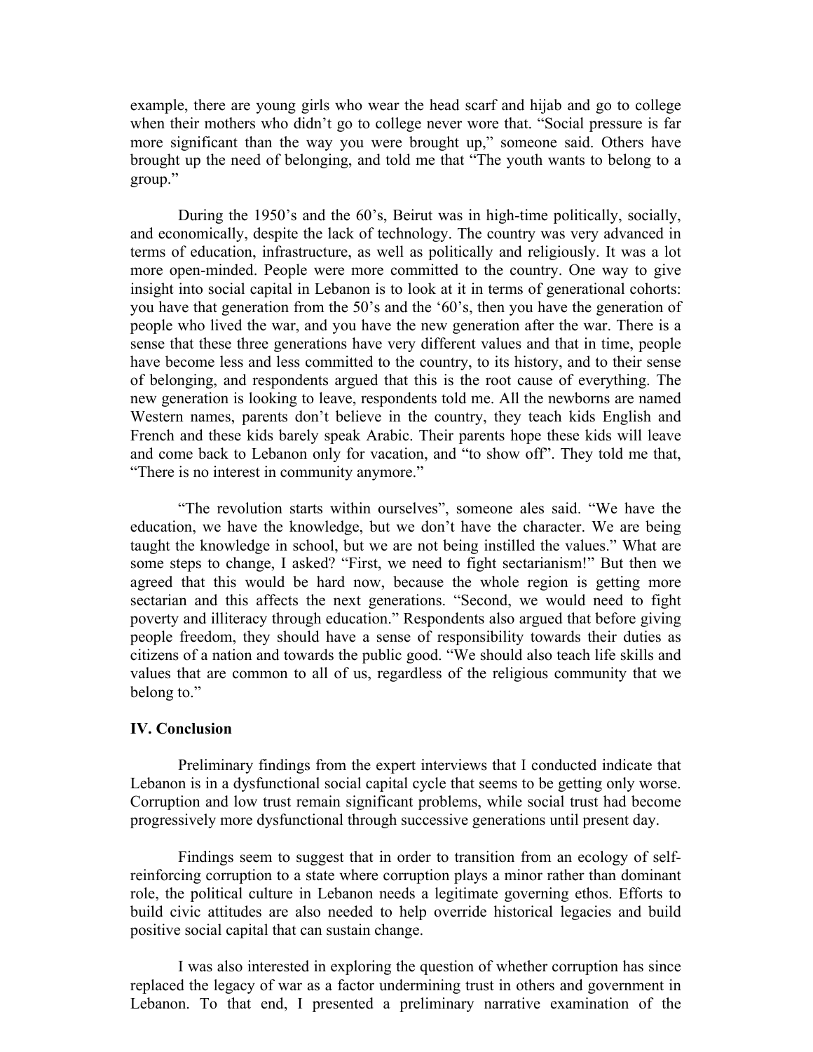example, there are young girls who wear the head scarf and hijab and go to college when their mothers who didn't go to college never wore that. "Social pressure is far more significant than the way you were brought up," someone said. Others have brought up the need of belonging, and told me that "The youth wants to belong to a group."

During the 1950's and the 60's, Beirut was in high-time politically, socially, and economically, despite the lack of technology. The country was very advanced in terms of education, infrastructure, as well as politically and religiously. It was a lot more open-minded. People were more committed to the country. One way to give insight into social capital in Lebanon is to look at it in terms of generational cohorts: you have that generation from the 50's and the '60's, then you have the generation of people who lived the war, and you have the new generation after the war. There is a sense that these three generations have very different values and that in time, people have become less and less committed to the country, to its history, and to their sense of belonging, and respondents argued that this is the root cause of everything. The new generation is looking to leave, respondents told me. All the newborns are named Western names, parents don't believe in the country, they teach kids English and French and these kids barely speak Arabic. Their parents hope these kids will leave and come back to Lebanon only for vacation, and "to show off". They told me that, "There is no interest in community anymore."

"The revolution starts within ourselves", someone ales said. "We have the education, we have the knowledge, but we don't have the character. We are being taught the knowledge in school, but we are not being instilled the values." What are some steps to change, I asked? "First, we need to fight sectarianism!" But then we agreed that this would be hard now, because the whole region is getting more sectarian and this affects the next generations. "Second, we would need to fight poverty and illiteracy through education." Respondents also argued that before giving people freedom, they should have a sense of responsibility towards their duties as citizens of a nation and towards the public good. "We should also teach life skills and values that are common to all of us, regardless of the religious community that we belong to."

## IV. Conclusion

Preliminary findings from the expert interviews that I conducted indicate that Lebanon is in a dysfunctional social capital cycle that seems to be getting only worse. Corruption and low trust remain significant problems, while social trust had become progressively more dysfunctional through successive generations until present day.

Findings seem to suggest that in order to transition from an ecology of self-reinforcing corruption to a state where corruption plays a minor rather than dominant role, the political culture in Lebanon needs a legitimate governing ethos. Efforts to build civic attitudes are also needed to help override historical legacies and build positive social capital that can sustain change.

I was also interested in exploring the question of whether corruption has since replaced the legacy of war as a factor undermining trust in others and government in Lebanon. To that end, I presented a preliminary narrative examination of the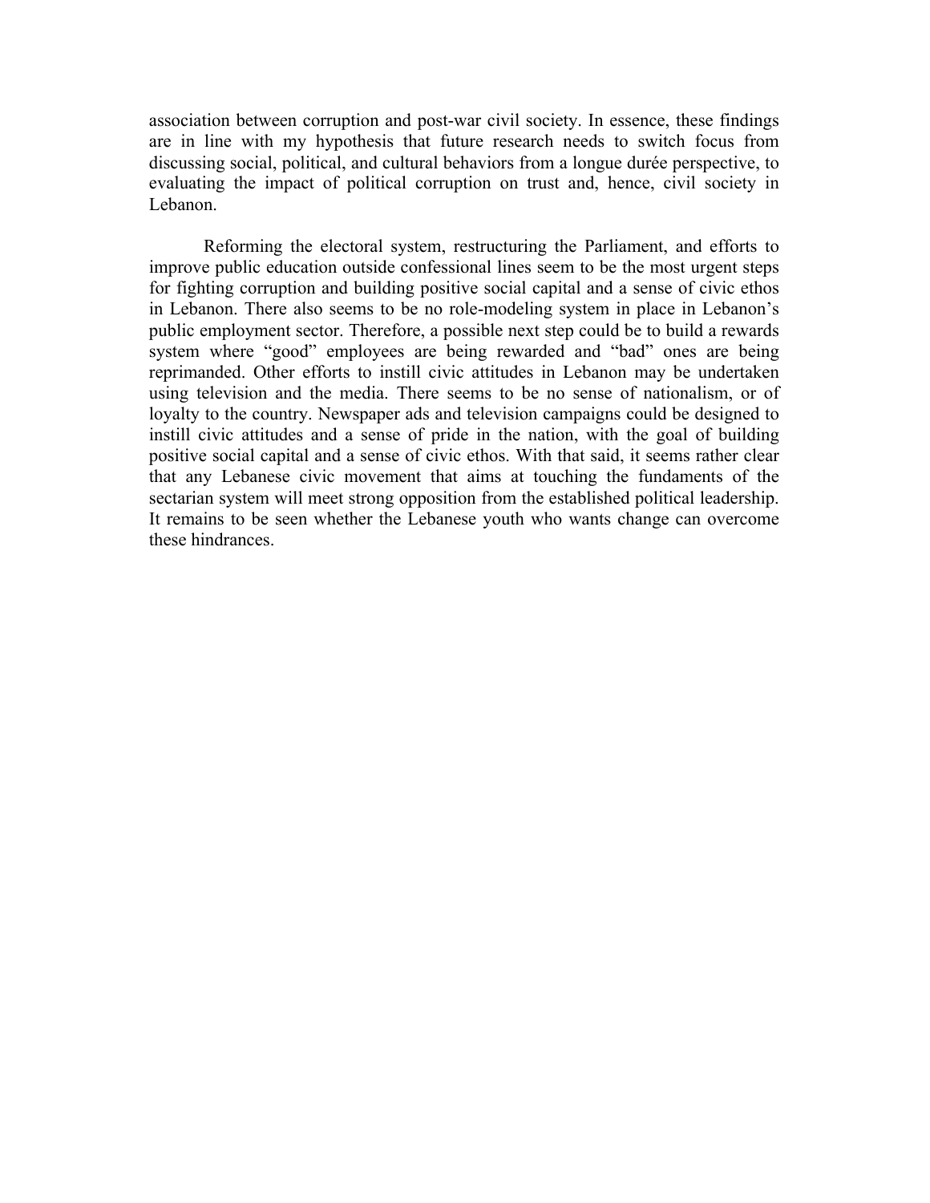association between corruption and post-war civil society. In essence, these findings are in line with my hypothesis that future research needs to switch focus from discussing social, political, and cultural behaviors from a longue durée perspective, to evaluating the impact of political corruption on trust and, hence, civil society in Lebanon.

Reforming the electoral system, restructuring the Parliament, and efforts to improve public education outside confessional lines seem to be the most urgent steps for fighting corruption and building positive social capital and a sense of civic ethos in Lebanon. There also seems to be no role-modeling system in place in Lebanon's public employment sector. Therefore, a possible next step could be to build a rewards system where "good" employees are being rewarded and "bad" ones are being reprimanded. Other efforts to instill civic attitudes in Lebanon may be undertaken using television and the media. There seems to be no sense of nationalism, or of loyalty to the country. Newspaper ads and television campaigns could be designed to instill civic attitudes and a sense of pride in the nation, with the goal of building positive social capital and a sense of civic ethos. With that said, it seems rather clear that any Lebanese civic movement that aims at touching the fundaments of the sectarian system will meet strong opposition from the established political leadership. It remains to be seen whether the Lebanese youth who wants change can overcome these hindrances.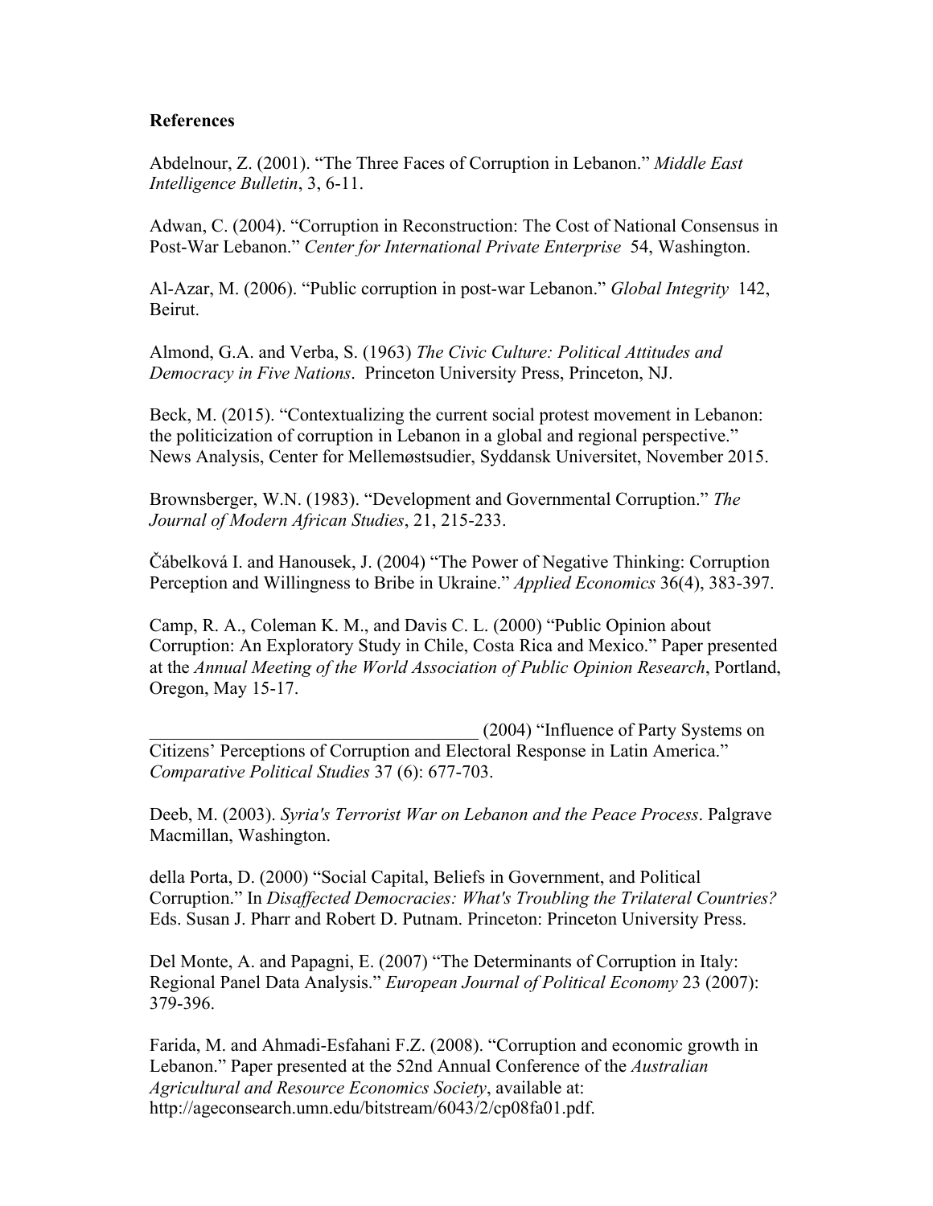**References**

Abdelnour, Z. (2001). “The Three Faces of Corruption in Lebanon.” *Middle East Intelligence Bulletin*, 3, 6-11.

Adwan, C. (2004). “Corruption in Reconstruction: The Cost of National Consensus in Post-War Lebanon.” *Center for International Private Enterprise* 54, Washington.

Al-Azar, M. (2006). “Public corruption in post-war Lebanon.” *Global Integrity* 142, Beirut.

Almond, G.A. and Verba, S. (1963) *The Civic Culture: Political Attitudes and Democracy in Five Nations*. Princeton University Press, Princeton, NJ.

Beck, M. (2015). “Contextualizing the current social protest movement in Lebanon: the politicization of corruption in Lebanon in a global and regional perspective.” News Analysis, Center for Mellemøstsudier, Syddansk Universitet, November 2015.

Brownsberger, W.N. (1983). “Development and Governmental Corruption.” *The Journal of Modern African Studies*, 21, 215-233.

Čábelková I. and Hanousek, J. (2004) “The Power of Negative Thinking: Corruption Perception and Willingness to Bribe in Ukraine.” *Applied Economics* 36(4), 383-397.

Camp, R. A., Coleman K. M., and Davis C. L. (2000) “Public Opinion about Corruption: An Exploratory Study in Chile, Costa Rica and Mexico.” Paper presented at the *Annual Meeting of the World Association of Public Opinion Research*, Portland, Oregon, May 15-17.

____________________________________ (2004) “Influence of Party Systems on Citizens’ Perceptions of Corruption and Electoral Response in Latin America.” *Comparative Political Studies* 37 (6): 677-703.

Deeb, M. (2003). *Syria's Terrorist War on Lebanon and the Peace Process*. Palgrave Macmillan, Washington.

della Porta, D. (2000) “Social Capital, Beliefs in Government, and Political Corruption.” In *Disaffected Democracies: What's Troubling the Trilateral Countries?* Eds. Susan J. Pharr and Robert D. Putnam. Princeton: Princeton University Press.

Del Monte, A. and Papagni, E. (2007) “The Determinants of Corruption in Italy: Regional Panel Data Analysis.” *European Journal of Political Economy* 23 (2007): 379-396.

Farida, M. and Ahmadi-Esfahani F.Z. (2008). “Corruption and economic growth in Lebanon.” Paper presented at the 52nd Annual Conference of the *Australian Agricultural and Resource Economics Society*, available at: http://ageconsearch.umn.edu/bitstream/6043/2/cp08fa01.pdf.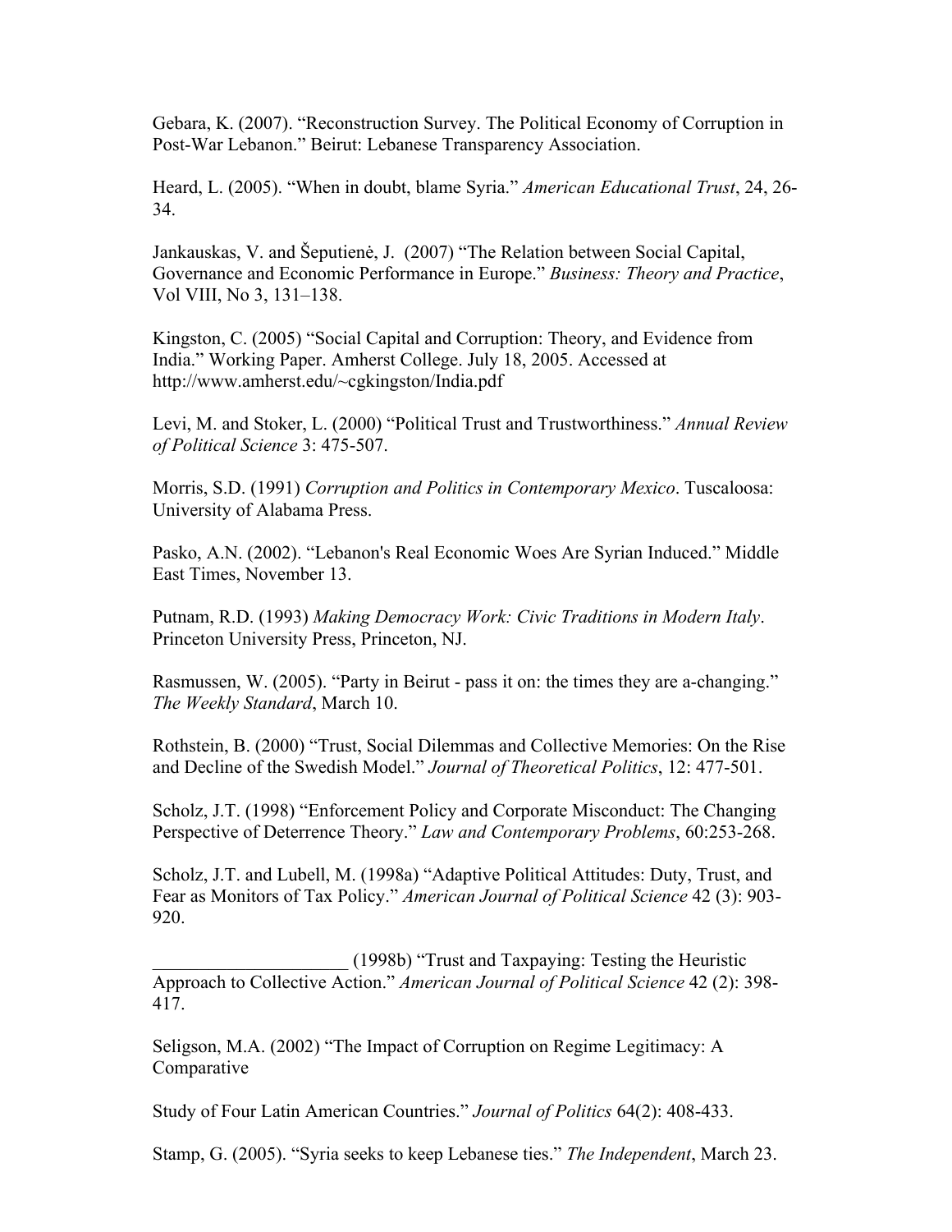Gebara, K. (2007). “Reconstruction Survey. The Political Economy of Corruption in Post-War Lebanon.” Beirut: Lebanese Transparency Association.

Heard, L. (2005). “When in doubt, blame Syria.” *American Educational Trust*, 24, 26-34.

Jankauskas, V. and Šeputienė, J. (2007) “The Relation between Social Capital, Governance and Economic Performance in Europe.” *Business: Theory and Practice*, Vol VIII, No 3, 131–138.

Kingston, C. (2005) “Social Capital and Corruption: Theory, and Evidence from India.” Working Paper. Amherst College. July 18, 2005. Accessed at http://www.amherst.edu/~cgkingston/India.pdf

Levi, M. and Stoker, L. (2000) “Political Trust and Trustworthiness.” *Annual Review of Political Science* 3: 475-507.

Morris, S.D. (1991) *Corruption and Politics in Contemporary Mexico*. Tuscaloosa: University of Alabama Press.

Pasko, A.N. (2002). “Lebanon's Real Economic Woes Are Syrian Induced.” Middle East Times, November 13.

Putnam, R.D. (1993) *Making Democracy Work: Civic Traditions in Modern Italy*. Princeton University Press, Princeton, NJ.

Rasmussen, W. (2005). “Party in Beirut - pass it on: the times they are a-changing.” *The Weekly Standard*, March 10.

Rothstein, B. (2000) “Trust, Social Dilemmas and Collective Memories: On the Rise and Decline of the Swedish Model.” *Journal of Theoretical Politics*, 12: 477-501.

Scholz, J.T. (1998) “Enforcement Policy and Corporate Misconduct: The Changing Perspective of Deterrence Theory.” *Law and Contemporary Problems*, 60:253-268.

Scholz, J.T. and Lubell, M. (1998a) “Adaptive Political Attitudes: Duty, Trust, and Fear as Monitors of Tax Policy.” *American Journal of Political Science* 42 (3): 903-920.

_____________________ (1998b) “Trust and Taxpaying: Testing the Heuristic Approach to Collective Action.” *American Journal of Political Science* 42 (2): 398-417.

Seligson, M.A. (2002) “The Impact of Corruption on Regime Legitimacy: A Comparative

Study of Four Latin American Countries.” *Journal of Politics* 64(2): 408-433.

Stamp, G. (2005). “Syria seeks to keep Lebanese ties.” *The Independent*, March 23.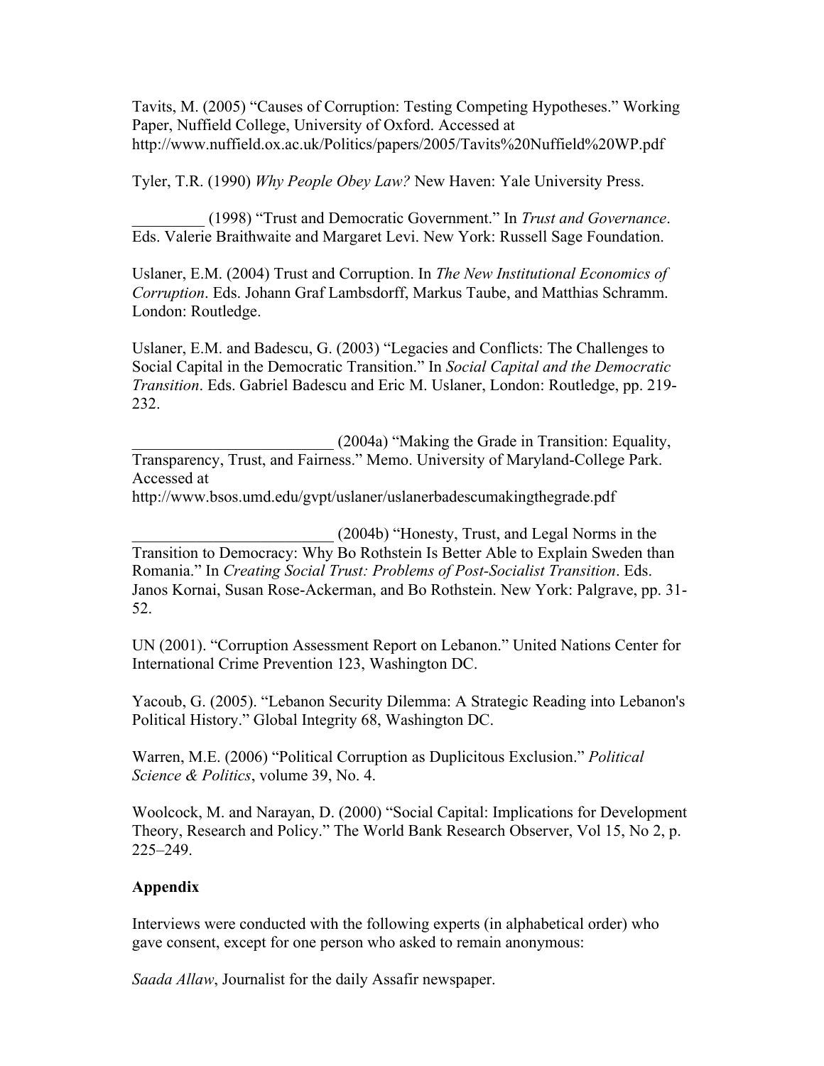Tavits, M. (2005) "Causes of Corruption: Testing Competing Hypotheses." Working Paper, Nuffield College, University of Oxford. Accessed at http://www.nuffield.ox.ac.uk/Politics/papers/2005/Tavits%20Nuffield%20WP.pdf

Tyler, T.R. (1990) *Why People Obey Law?* New Haven: Yale University Press.

_________ (1998) "Trust and Democratic Government." In *Trust and Governance*. Eds. Valerie Braithwaite and Margaret Levi. New York: Russell Sage Foundation.

Uslaner, E.M. (2004) Trust and Corruption. In *The New Institutional Economics of Corruption*. Eds. Johann Graf Lambsdorff, Markus Taube, and Matthias Schramm. London: Routledge.

Uslaner, E.M. and Badescu, G. (2003) "Legacies and Conflicts: The Challenges to Social Capital in the Democratic Transition." In *Social Capital and the Democratic Transition*. Eds. Gabriel Badescu and Eric M. Uslaner, London: Routledge, pp. 219-232.

_________________________ (2004a) "Making the Grade in Transition: Equality, Transparency, Trust, and Fairness." Memo. University of Maryland-College Park. Accessed at http://www.bsos.umd.edu/gvpt/uslaner/uslanerbadescumakingthegrade.pdf

_________________________ (2004b) "Honesty, Trust, and Legal Norms in the Transition to Democracy: Why Bo Rothstein Is Better Able to Explain Sweden than Romania." In *Creating Social Trust: Problems of Post-Socialist Transition*. Eds. Janos Kornai, Susan Rose-Ackerman, and Bo Rothstein. New York: Palgrave, pp. 31-52.

UN (2001). "Corruption Assessment Report on Lebanon." United Nations Center for International Crime Prevention 123, Washington DC.

Yacoub, G. (2005). "Lebanon Security Dilemma: A Strategic Reading into Lebanon's Political History." Global Integrity 68, Washington DC.

Warren, M.E. (2006) "Political Corruption as Duplicitous Exclusion." *Political Science & Politics*, volume 39, No. 4.

Woolcock, M. and Narayan, D. (2000) "Social Capital: Implications for Development Theory, Research and Policy." The World Bank Research Observer, Vol 15, No 2, p. 225–249.

**Appendix**

Interviews were conducted with the following experts (in alphabetical order) who gave consent, except for one person who asked to remain anonymous:

*Saada Allaw*, Journalist for the daily Assafir newspaper.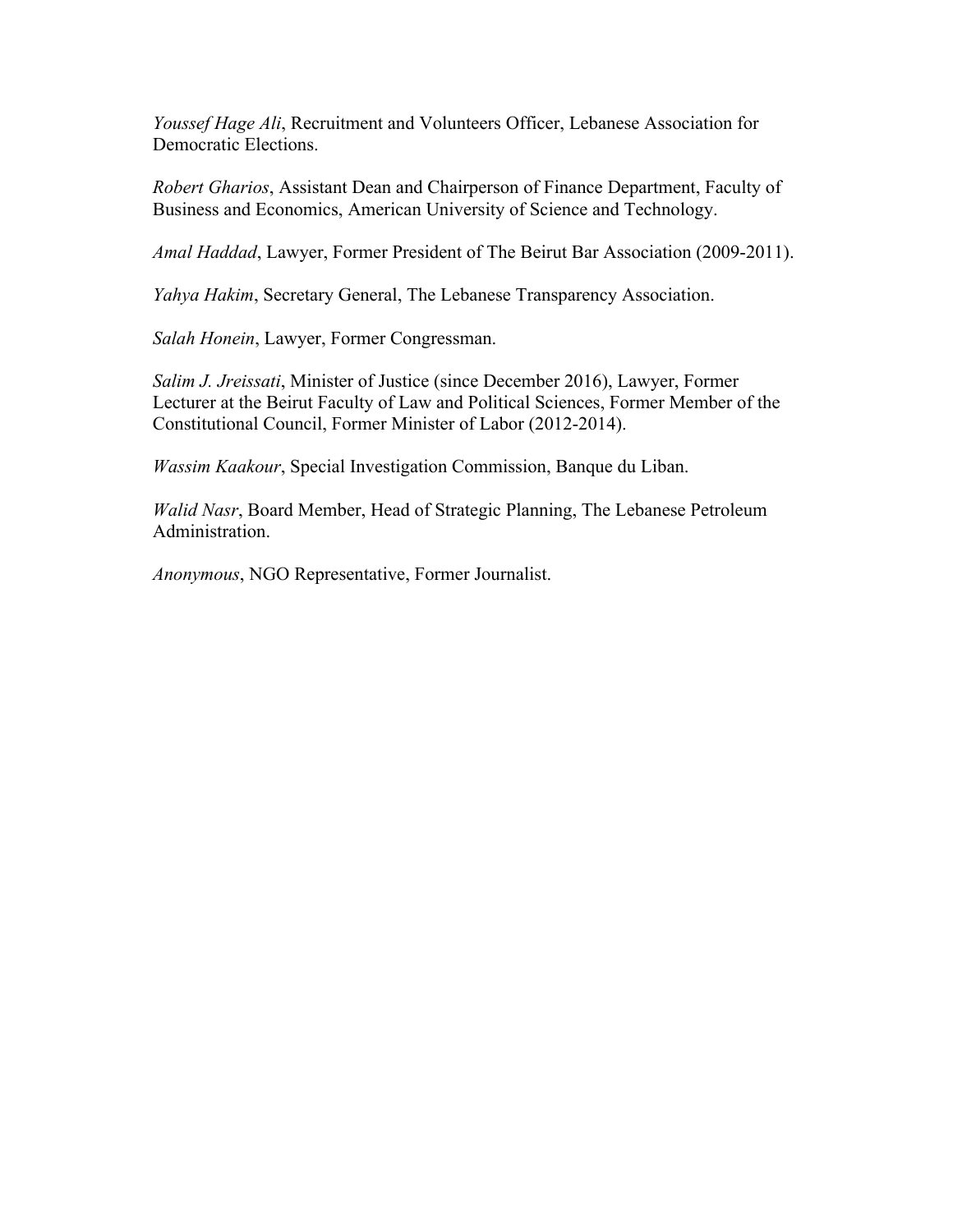*Youssef Hage Ali*, Recruitment and Volunteers Officer, Lebanese Association for Democratic Elections.

*Robert Gharios*, Assistant Dean and Chairperson of Finance Department, Faculty of Business and Economics, American University of Science and Technology.

*Amal Haddad*, Lawyer, Former President of The Beirut Bar Association (2009-2011).

*Yahya Hakim*, Secretary General, The Lebanese Transparency Association.

*Salah Honein*, Lawyer, Former Congressman.

*Salim J. Jreissati*, Minister of Justice (since December 2016), Lawyer, Former Lecturer at the Beirut Faculty of Law and Political Sciences, Former Member of the Constitutional Council, Former Minister of Labor (2012-2014).

*Wassim Kaakour*, Special Investigation Commission, Banque du Liban.

*Walid Nasr*, Board Member, Head of Strategic Planning, The Lebanese Petroleum Administration.

*Anonymous*, NGO Representative, Former Journalist.